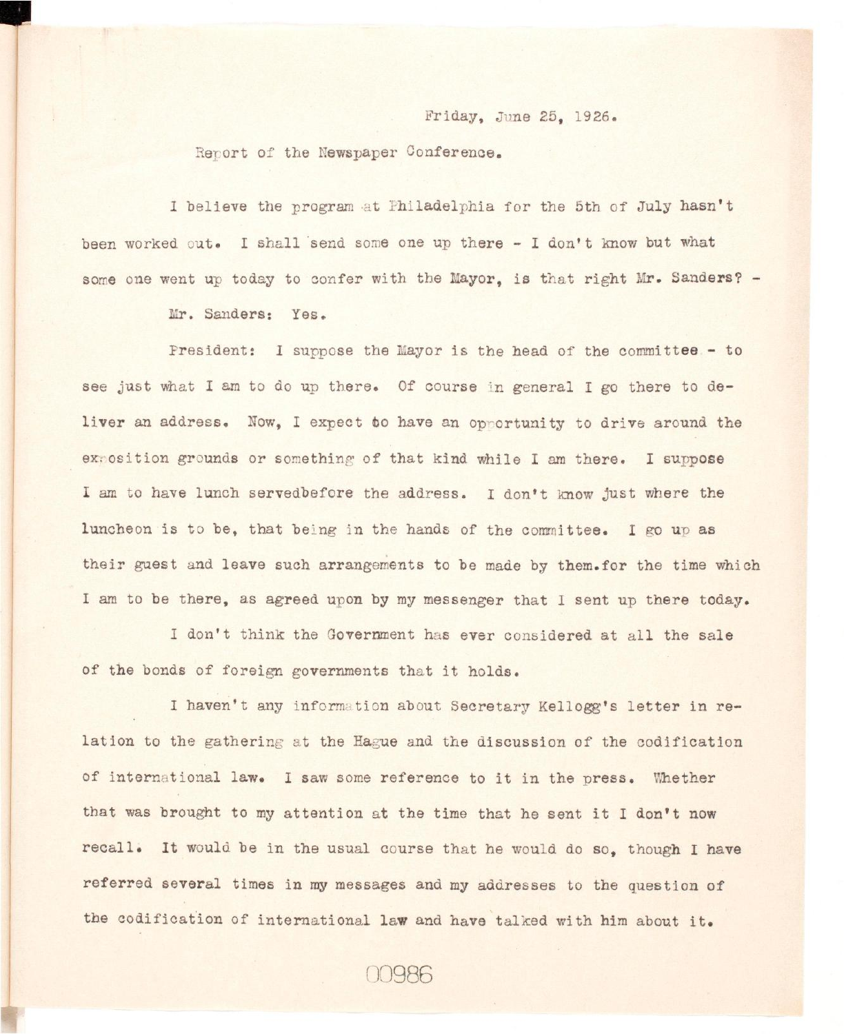Friday, June 25, 1926.

Report of the Newspaper Conference.

I believe the program at Philadelphia for the 5th of July hasn't been worked out. I shall send some one up there - I don't know but what some one went up today to confer with the Mayor, is that right Mr. Sanders? -

Mr. Sanders: Yes.

President: I suppose the Mayor is the head of the committee - to see just what I am to do up there. Of course in general I go there to deliver an address. Now, I expect to have an opportunity to drive around the exposition grounds or something of that kind while I am there. I suppose I am to have lunch servedbefore the address. I don't know just where the luncheon is to be, that being in the hands of the committee. I go up as their guest and leave such arrangements to be made by them.for the time which I am to be there, as agreed upon by my messenger that I sent up there today.

I don't think the Government has ever considered at all the sale of the bonds of foreign governments that it holds.

I haven't any information about Secretary Kellogg's letter in relation to the gathering at the Hague and the discussion of the codification of international law. I saw some reference to it in the press. Whether that was brought to my attention at the time that he sent it I don't now recall. It would be in the usual course that he would do so, though I have referred several times in my messages and my addresses to the question of the codification of international law and have talked with him about it.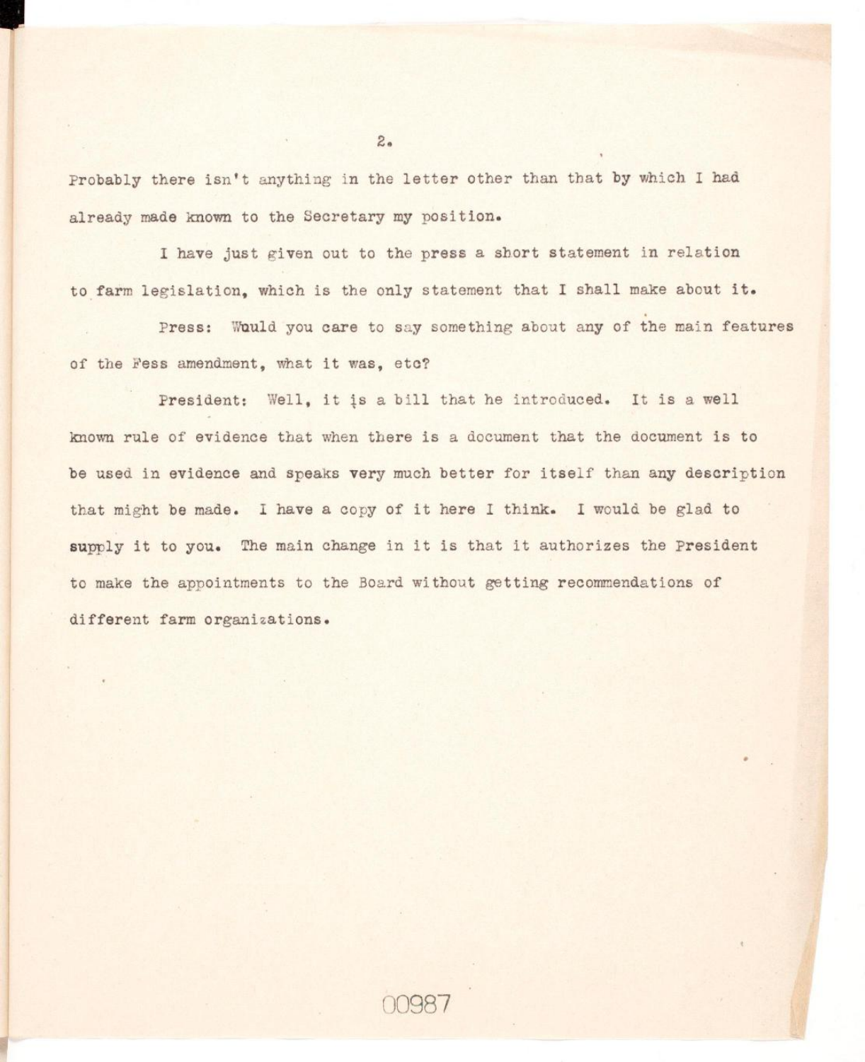Probably there isn't anything in the letter other than that by which I had already made known to the Secretary my position.

I have just given out to the press a short statement in relation to farm legislation, which is the only statement that I shall make about it.

Press: Would you care to say something about any of the main features of the Fess amendment, what it was, etc?

President: Well, it is a bill that he introduced. It is a well known rule of evidence that when there is a document that the document is to be used in evidence and speaks very much better for itself than any description that might be made. I have a copy of it here I think. I would be glad to supply it to you. The main change in it is that it authorizes the President to make the appointments to the Board without getting recommendations of different farm organizations.

00987